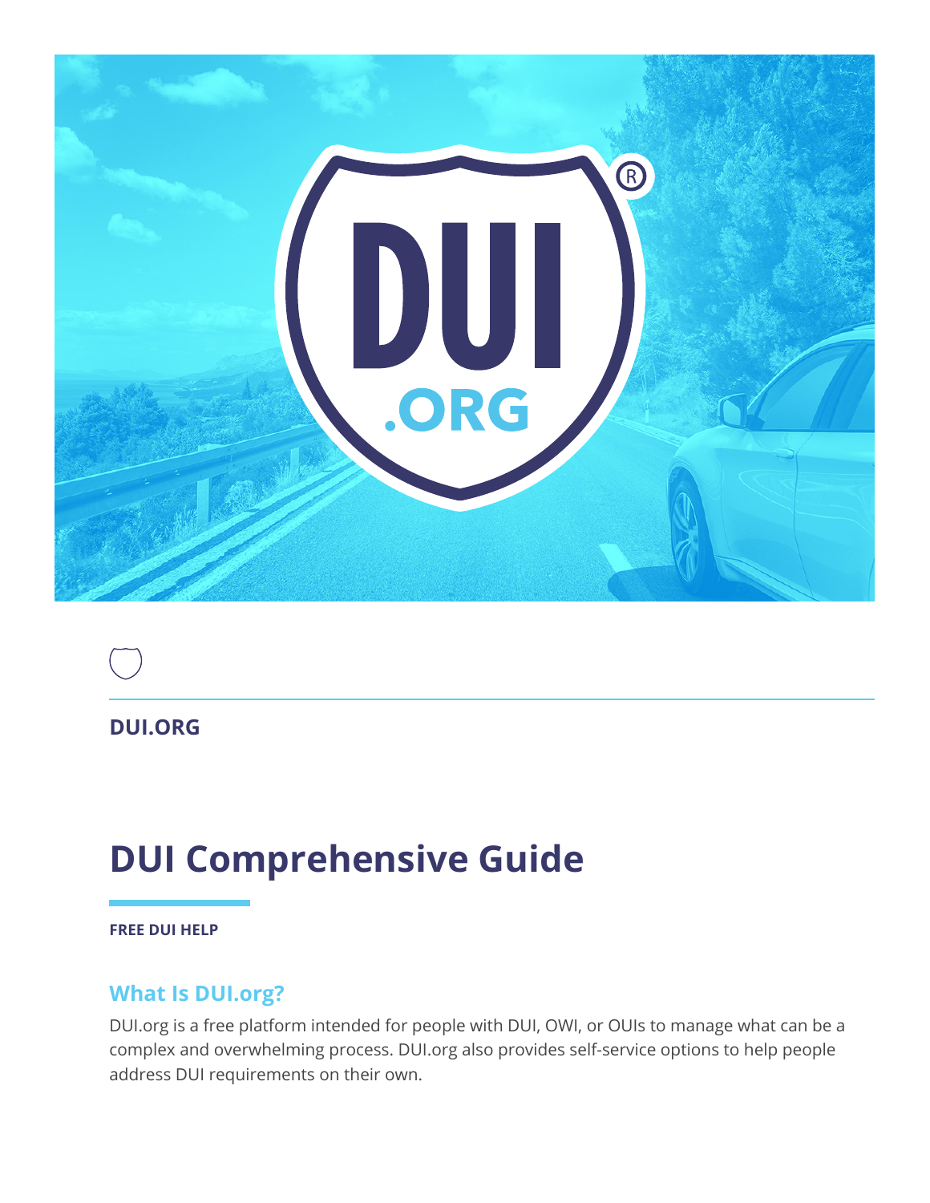**DUI.ORG**

# DUI Comprehensive Guide

**FREE DUI HELP**

## What Is DUI.org?

DUI.org is a free platform intended for people with DUI, OWI, or OUIs to manage what can be a complex and overwhelming process. DUI.org also provides self-service options to help people address DUI requirements on their own.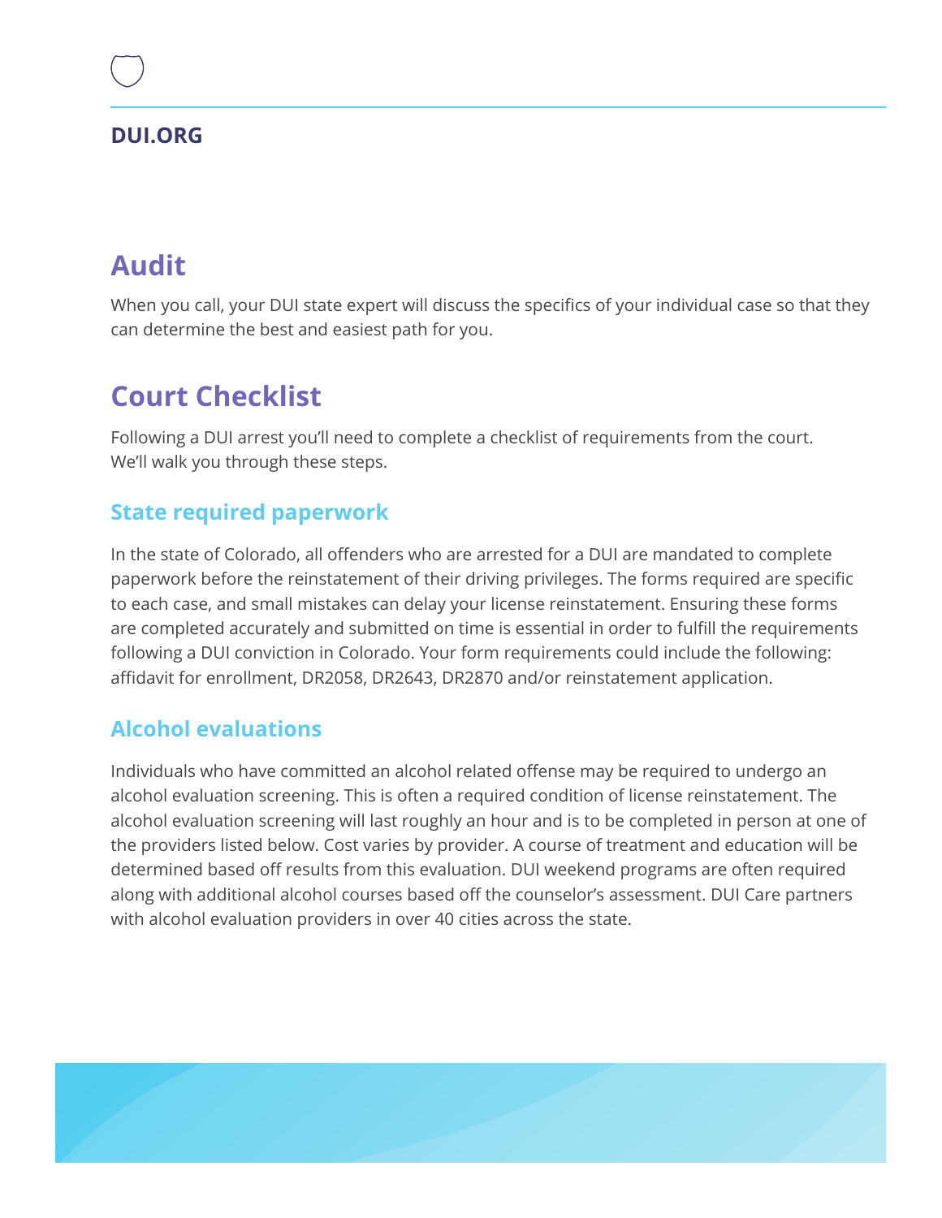## Audit

When you call, your DUI state expert will discuss the specifics of your individual case so that they can determine the best and easiest path for you.

## Court Checklist

Following a DUI arrest you'll need to complete a checklist of requirements from the court. We'll walk you through these steps.

### State required paperwork

In the state of Colorado, all offenders who are arrested for a DUI are mandated to complete paperwork before the reinstatement of their driving privileges. The forms required are specific to each case, and small mistakes can delay your license reinstatement. Ensuring these forms are completed accurately and submitted on time is essential in order to fulfill the requirements following a DUI conviction in Colorado. Your form requirements could include the following: affidavit for enrollment, DR2058, DR2643, DR2870 and/or reinstatement application.

### Alcohol evaluations

Individuals who have committed an alcohol related offense may be required to undergo an alcohol evaluation screening. This is often a required condition of license reinstatement. The alcohol evaluation screening will last roughly an hour and is to be completed in person at one of the providers listed below. Cost varies by provider. A course of treatment and education will be determined based off results from this evaluation. DUI weekend programs are often required along with additional alcohol courses based off the counselor's assessment. DUI Care partners with alcohol evaluation providers in over 40 cities across the state.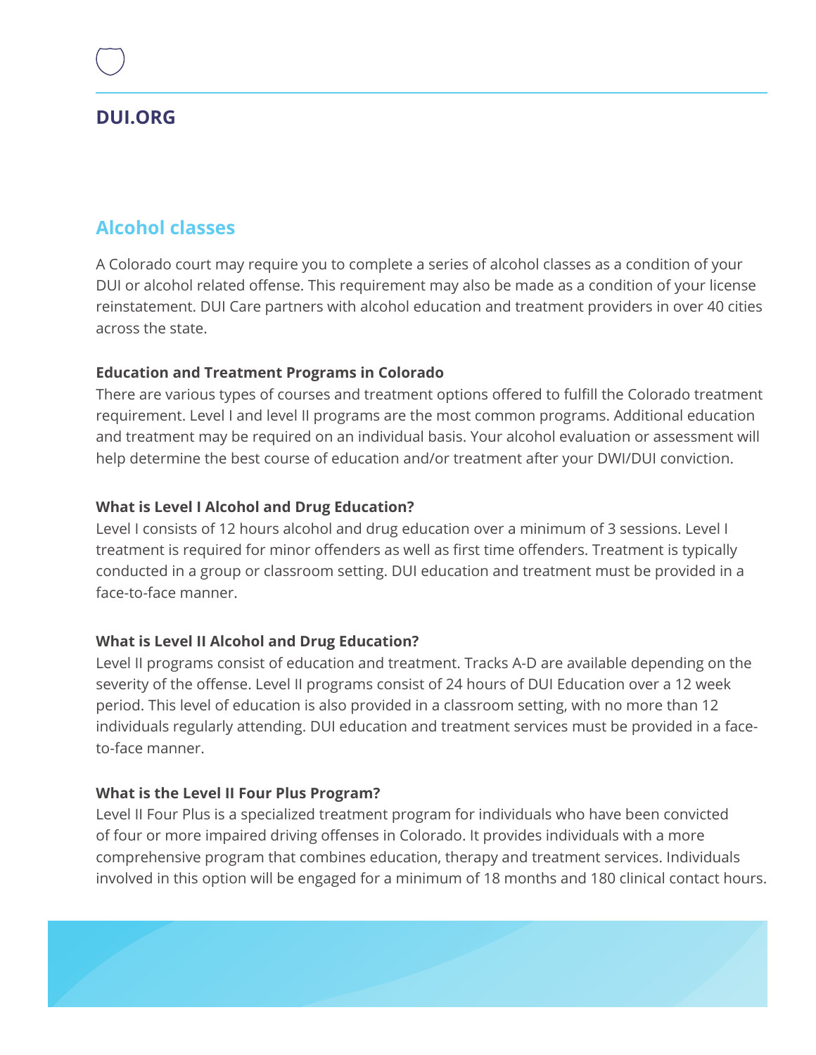## Alcohol classes

A Colorado court may require you to complete a series of alcohol classes as a condition of your DUI or alcohol related offense. This requirement may also be made as a condition of your license reinstatement. DUI Care partners with alcohol education and treatment providers in over 40 cities across the state.

**Education and Treatment Programs in Colorado**

There are various types of courses and treatment options offered to fulfill the Colorado treatment requirement. Level I and level II programs are the most common programs. Additional education and treatment may be required on an individual basis. Your alcohol evaluation or assessment will help determine the best course of education and/or treatment after your DWI/DUI conviction.

**What is Level I Alcohol and Drug Education?**

Level I consists of 12 hours alcohol and drug education over a minimum of 3 sessions. Level I treatment is required for minor offenders as well as first time offenders. Treatment is typically conducted in a group or classroom setting. DUI education and treatment must be provided in a face-to-face manner.

**What is Level II Alcohol and Drug Education?**

Level II programs consist of education and treatment. Tracks A-D are available depending on the severity of the offense. Level II programs consist of 24 hours of DUI Education over a 12 week period. This level of education is also provided in a classroom setting, with no more than 12 individuals regularly attending. DUI education and treatment services must be provided in a face-to-face manner.

**What is the Level II Four Plus Program?**

Level II Four Plus is a specialized treatment program for individuals who have been convicted of four or more impaired driving offenses in Colorado. It provides individuals with a more comprehensive program that combines education, therapy and treatment services. Individuals involved in this option will be engaged for a minimum of 18 months and 180 clinical contact hours.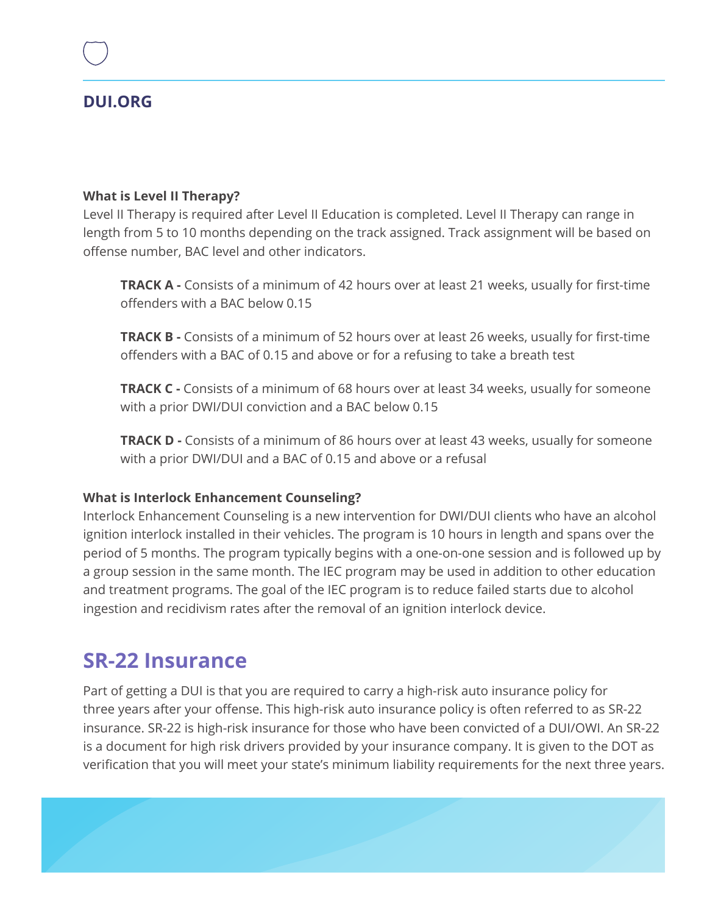**What is Level II Therapy?**

Level II Therapy is required after Level II Education is completed. Level II Therapy can range in length from 5 to 10 months depending on the track assigned. Track assignment will be based on offense number, BAC level and other indicators.

> **TRACK A -** Consists of a minimum of 42 hours over at least 21 weeks, usually for first-time offenders with a BAC below 0.15
>
> **TRACK B -** Consists of a minimum of 52 hours over at least 26 weeks, usually for first-time offenders with a BAC of 0.15 and above or for a refusing to take a breath test
>
> **TRACK C -** Consists of a minimum of 68 hours over at least 34 weeks, usually for someone with a prior DWI/DUI conviction and a BAC below 0.15
>
> **TRACK D -** Consists of a minimum of 86 hours over at least 43 weeks, usually for someone with a prior DWI/DUI and a BAC of 0.15 and above or a refusal

**What is Interlock Enhancement Counseling?**

Interlock Enhancement Counseling is a new intervention for DWI/DUI clients who have an alcohol ignition interlock installed in their vehicles. The program is 10 hours in length and spans over the period of 5 months. The program typically begins with a one-on-one session and is followed up by a group session in the same month. The IEC program may be used in addition to other education and treatment programs. The goal of the IEC program is to reduce failed starts due to alcohol ingestion and recidivism rates after the removal of an ignition interlock device.

## SR-22 Insurance

Part of getting a DUI is that you are required to carry a high-risk auto insurance policy for three years after your offense. This high-risk auto insurance policy is often referred to as SR-22 insurance. SR-22 is high-risk insurance for those who have been convicted of a DUI/OWI. An SR-22 is a document for high risk drivers provided by your insurance company. It is given to the DOT as verification that you will meet your state's minimum liability requirements for the next three years.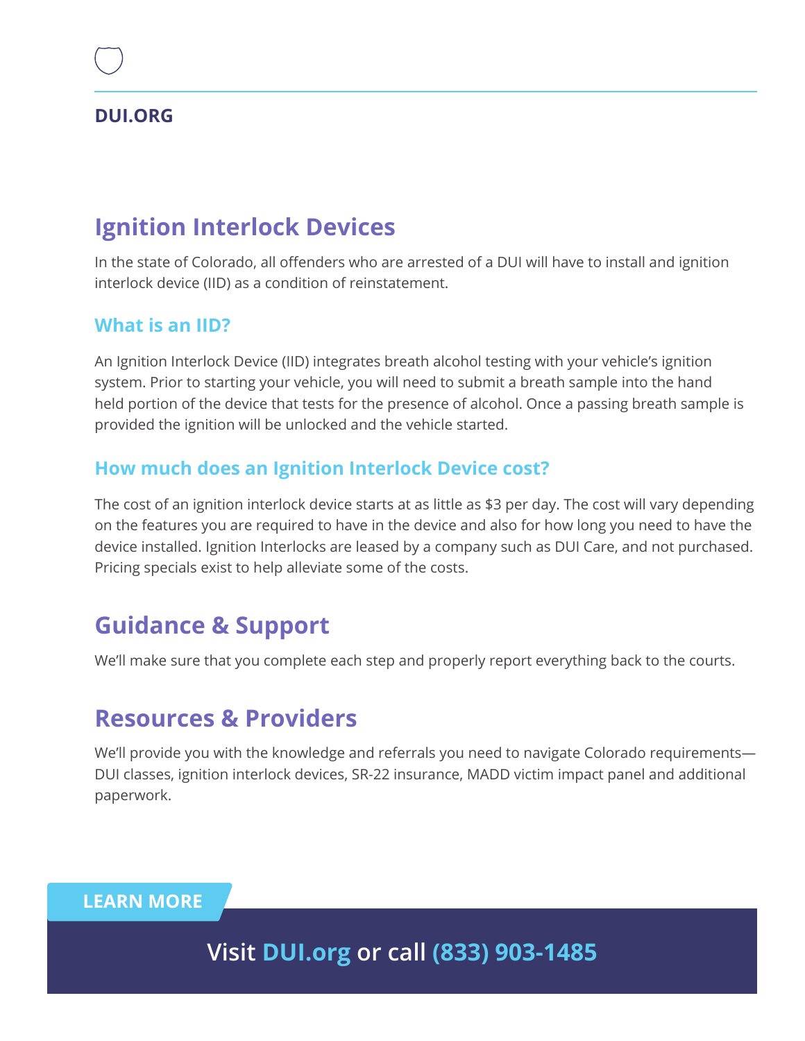**DUI.ORG**

# Ignition Interlock Devices

In the state of Colorado, all offenders who are arrested of a DUI will have to install and ignition interlock device (IID) as a condition of reinstatement.

## What is an IID?

An Ignition Interlock Device (IID) integrates breath alcohol testing with your vehicle's ignition system. Prior to starting your vehicle, you will need to submit a breath sample into the hand held portion of the device that tests for the presence of alcohol. Once a passing breath sample is provided the ignition will be unlocked and the vehicle started.

## How much does an Ignition Interlock Device cost?

The cost of an ignition interlock device starts at as little as $3 per day. The cost will vary depending on the features you are required to have in the device and also for how long you need to have the device installed. Ignition Interlocks are leased by a company such as DUI Care, and not purchased. Pricing specials exist to help alleviate some of the costs.

# Guidance & Support

We'll make sure that you complete each step and properly report everything back to the courts.

# Resources & Providers

We'll provide you with the knowledge and referrals you need to navigate Colorado requirements—DUI classes, ignition interlock devices, SR-22 insurance, MADD victim impact panel and additional paperwork.

**LEARN MORE**

Visit **DUI.org** or call **(833) 903-1485**